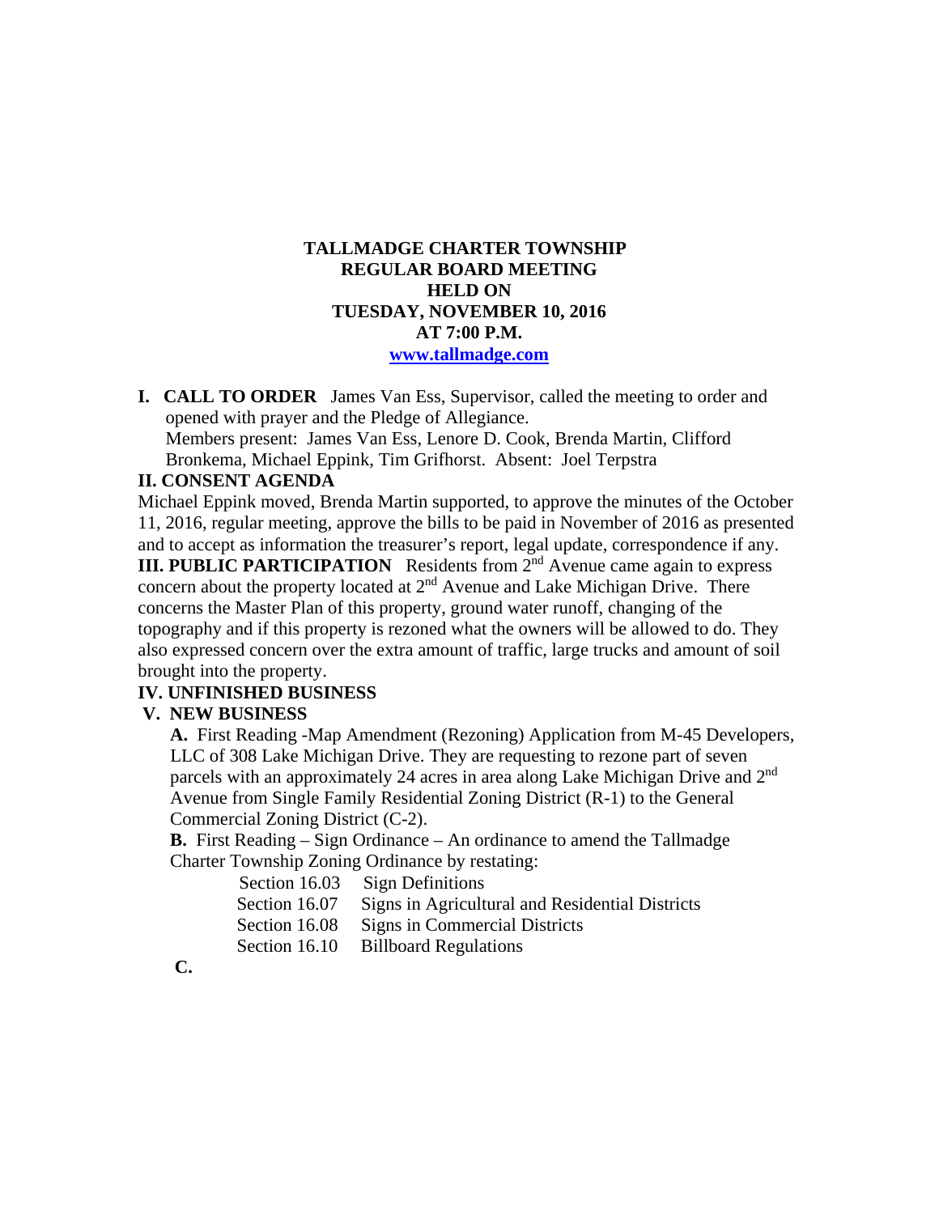**TALLMADGE CHARTER TOWNSHIP**
**REGULAR BOARD MEETING**
**HELD ON**
**TUESDAY, NOVEMBER 10, 2016**
**AT 7:00 P.M.**
**www.tallmadge.com**

**I. CALL TO ORDER** James Van Ess, Supervisor, called the meeting to order and opened with prayer and the Pledge of Allegiance.
Members present: James Van Ess, Lenore D. Cook, Brenda Martin, Clifford Bronkema, Michael Eppink, Tim Grifhorst. Absent: Joel Terpstra

**II. CONSENT AGENDA**

Michael Eppink moved, Brenda Martin supported, to approve the minutes of the October 11, 2016, regular meeting, approve the bills to be paid in November of 2016 as presented and to accept as information the treasurer's report, legal update, correspondence if any.

**III. PUBLIC PARTICIPATION** Residents from 2nd Avenue came again to express concern about the property located at 2nd Avenue and Lake Michigan Drive. There concerns the Master Plan of this property, ground water runoff, changing of the topography and if this property is rezoned what the owners will be allowed to do. They also expressed concern over the extra amount of traffic, large trucks and amount of soil brought into the property.

**IV. UNFINISHED BUSINESS**

**V. NEW BUSINESS**

**A.** First Reading -Map Amendment (Rezoning) Application from M-45 Developers, LLC of 308 Lake Michigan Drive. They are requesting to rezone part of seven parcels with an approximately 24 acres in area along Lake Michigan Drive and 2nd Avenue from Single Family Residential Zoning District (R-1) to the General Commercial Zoning District (C-2).

**B.** First Reading – Sign Ordinance – An ordinance to amend the Tallmadge Charter Township Zoning Ordinance by restating:

Section 16.03 Sign Definitions
Section 16.07 Signs in Agricultural and Residential Districts
Section 16.08 Signs in Commercial Districts
Section 16.10 Billboard Regulations

**C.**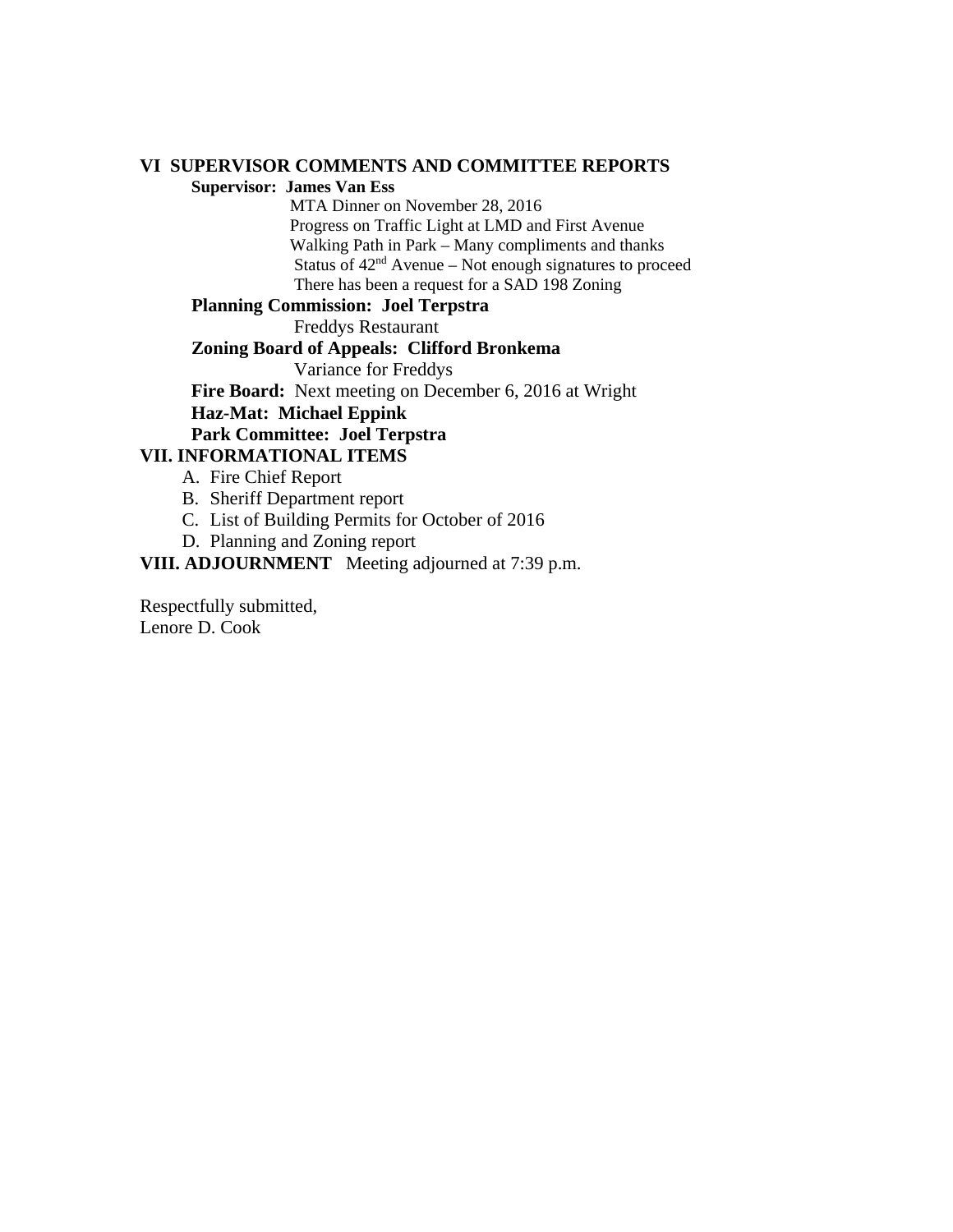## VI SUPERVISOR COMMENTS AND COMMITTEE REPORTS

**Supervisor: James Van Ess**

MTA Dinner on November 28, 2016
Progress on Traffic Light at LMD and First Avenue
Walking Path in Park – Many compliments and thanks
Status of $42^{nd}$ Avenue – Not enough signatures to proceed
There has been a request for a SAD 198 Zoning

**Planning Commission: Joel Terpstra**

Freddys Restaurant

**Zoning Board of Appeals: Clifford Bronkema**

Variance for Freddys

**Fire Board:** Next meeting on December 6, 2016 at Wright

**Haz-Mat: Michael Eppink**

**Park Committee: Joel Terpstra**

## VII. INFORMATIONAL ITEMS

A. Fire Chief Report
B. Sheriff Department report
C. List of Building Permits for October of 2016
D. Planning and Zoning report

**VIII. ADJOURNMENT** Meeting adjourned at 7:39 p.m.

Respectfully submitted,
Lenore D. Cook